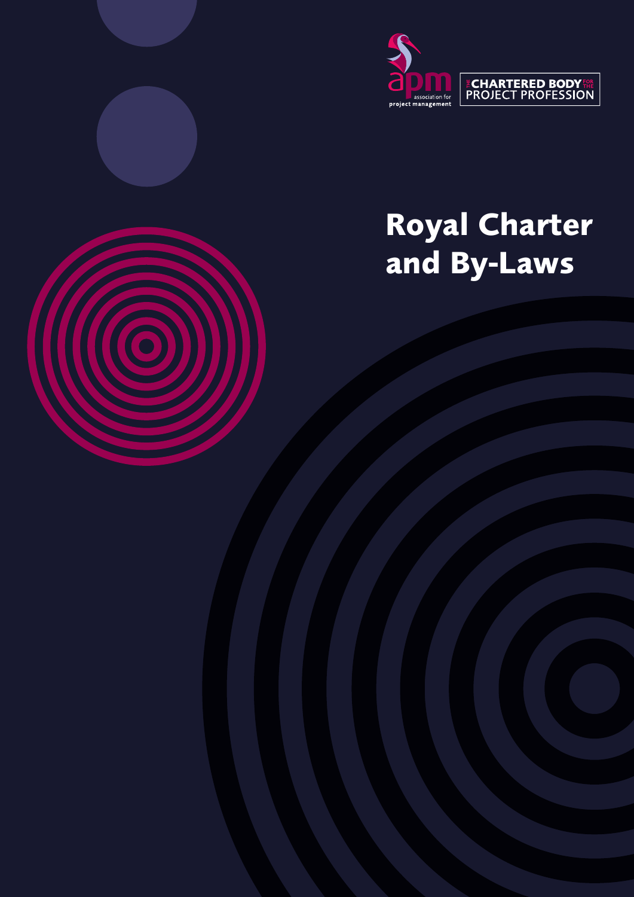apm association for project management

THE CHARTERED BODY FOR THE PROJECT PROFESSION

# Royal Charter and By-Laws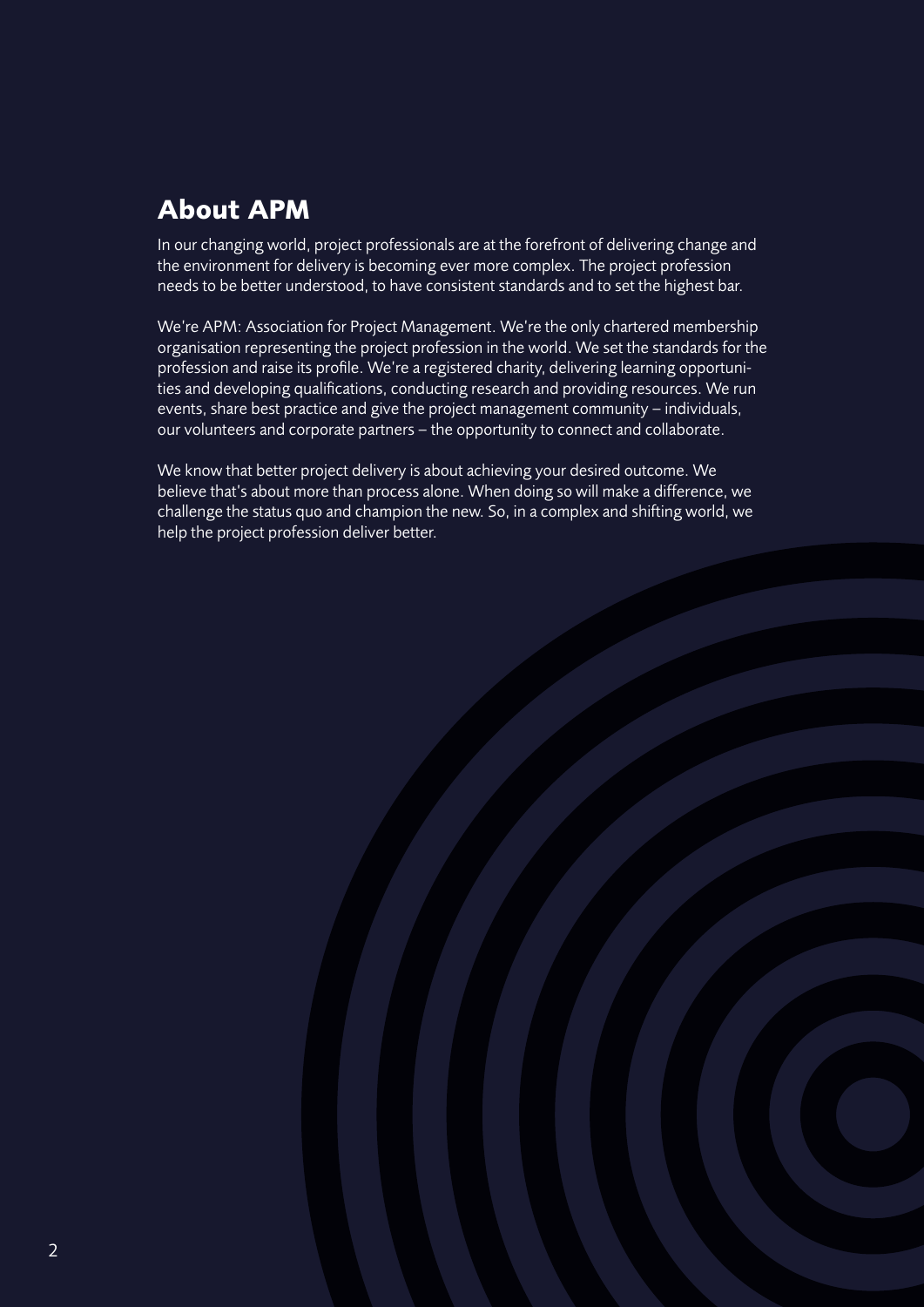## About APM

In our changing world, project professionals are at the forefront of delivering change and the environment for delivery is becoming ever more complex. The project profession needs to be better understood, to have consistent standards and to set the highest bar.

We're APM: Association for Project Management. We're the only chartered membership organisation representing the project profession in the world. We set the standards for the profession and raise its profile. We're a registered charity, delivering learning opportunities and developing qualifications, conducting research and providing resources. We run events, share best practice and give the project management community – individuals, our volunteers and corporate partners – the opportunity to connect and collaborate.

We know that better project delivery is about achieving your desired outcome. We believe that's about more than process alone. When doing so will make a difference, we challenge the status quo and champion the new. So, in a complex and shifting world, we help the project profession deliver better.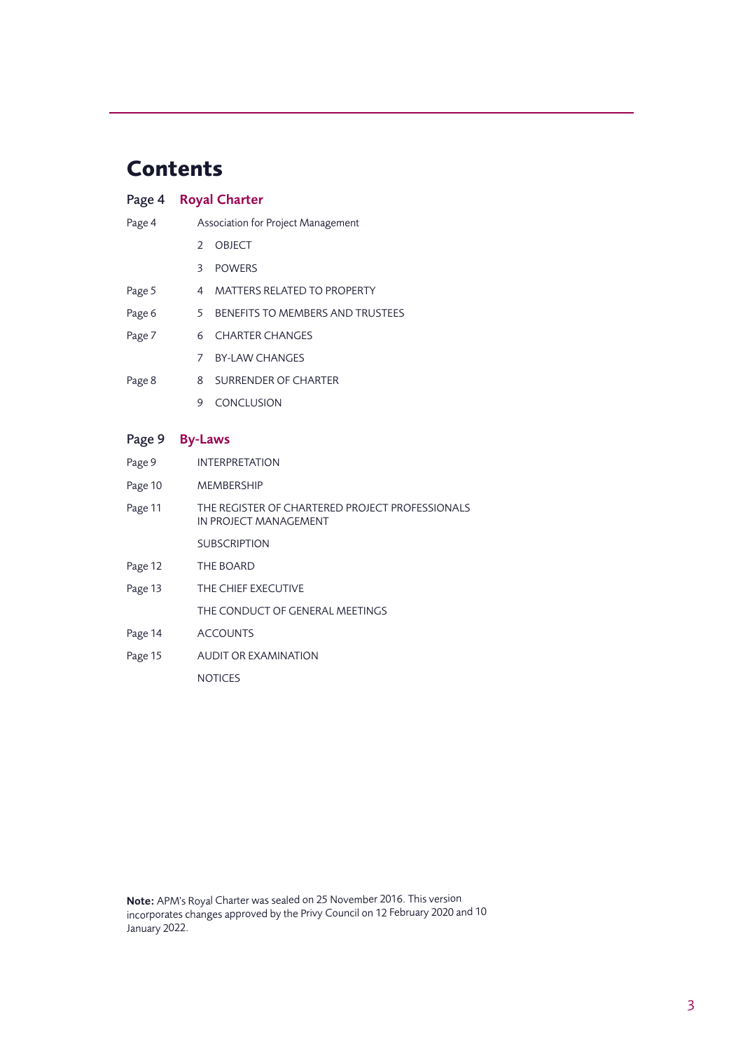# Contents

| | | |
|---|---|---|
| **Page 4** | **Royal Charter** | |
| Page 4 | | Association for Project Management |
| | 2 | OBJECT |
| | 3 | POWERS |
| Page 5 | 4 | MATTERS RELATED TO PROPERTY |
| Page 6 | 5 | BENEFITS TO MEMBERS AND TRUSTEES |
| Page 7 | 6 | CHARTER CHANGES |
| | 7 | BY-LAW CHANGES |
| Page 8 | 8 | SURRENDER OF CHARTER |
| | 9 | CONCLUSION |

| | |
|---|---|
| **Page 9** | **By-Laws** |
| Page 9 | INTERPRETATION |
| Page 10 | MEMBERSHIP |
| Page 11 | THE REGISTER OF CHARTERED PROJECT PROFESSIONALS IN PROJECT MANAGEMENT |
| | SUBSCRIPTION |
| Page 12 | THE BOARD |
| Page 13 | THE CHIEF EXECUTIVE |
| | THE CONDUCT OF GENERAL MEETINGS |
| Page 14 | ACCOUNTS |
| Page 15 | AUDIT OR EXAMINATION |
| | NOTICES |

**Note:** APM's Royal Charter was sealed on 25 November 2016. This version incorporates changes approved by the Privy Council on 12 February 2020 and 10 January 2022.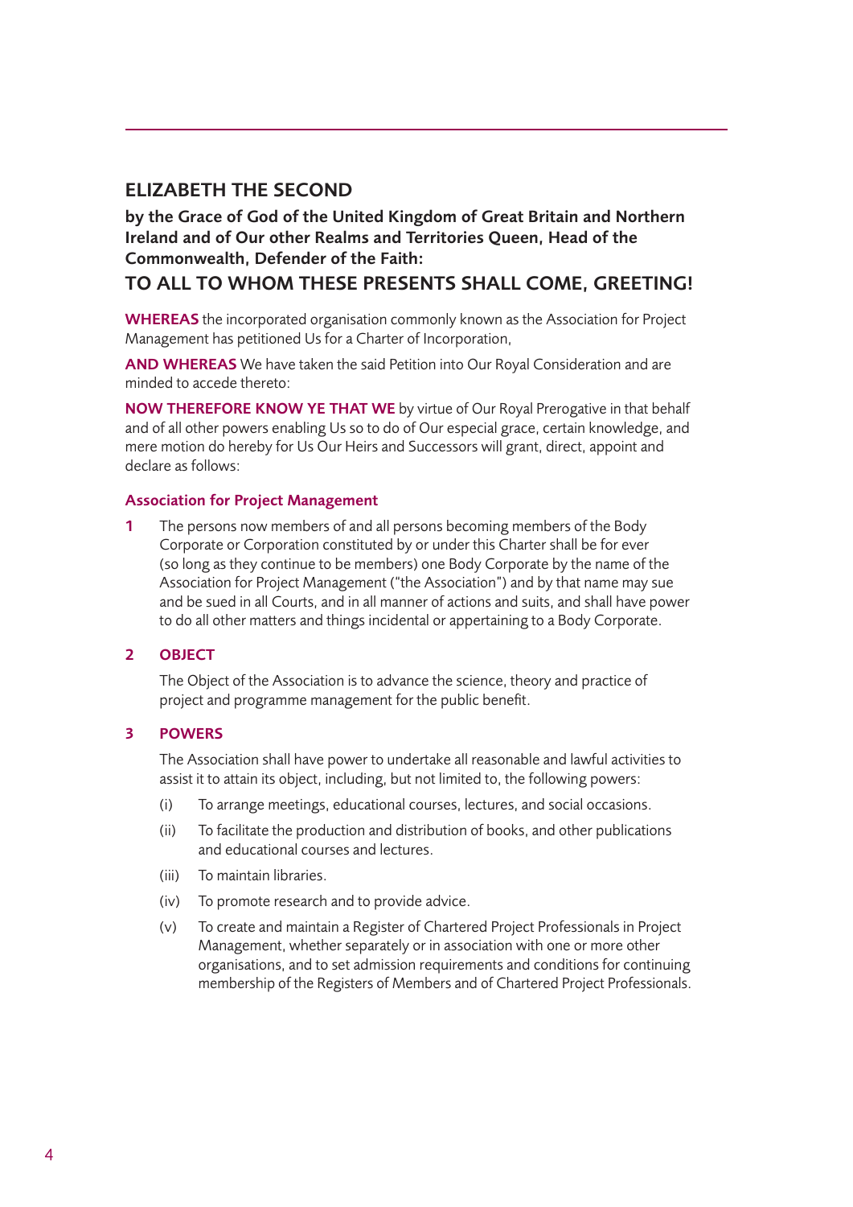## ELIZABETH THE SECOND

**by the Grace of God of the United Kingdom of Great Britain and Northern Ireland and of Our other Realms and Territories Queen, Head of the Commonwealth, Defender of the Faith:**

## TO ALL TO WHOM THESE PRESENTS SHALL COME, GREETING!

**WHEREAS** the incorporated organisation commonly known as the Association for Project Management has petitioned Us for a Charter of Incorporation,

**AND WHEREAS** We have taken the said Petition into Our Royal Consideration and are minded to accede thereto:

**NOW THEREFORE KNOW YE THAT WE** by virtue of Our Royal Prerogative in that behalf and of all other powers enabling Us so to do of Our especial grace, certain knowledge, and mere motion do hereby for Us Our Heirs and Successors will grant, direct, appoint and declare as follows:

### Association for Project Management

**1** The persons now members of and all persons becoming members of the Body Corporate or Corporation constituted by or under this Charter shall be for ever (so long as they continue to be members) one Body Corporate by the name of the Association for Project Management ("the Association") and by that name may sue and be sued in all Courts, and in all manner of actions and suits, and shall have power to do all other matters and things incidental or appertaining to a Body Corporate.

### 2 OBJECT

The Object of the Association is to advance the science, theory and practice of project and programme management for the public benefit.

### 3 POWERS

The Association shall have power to undertake all reasonable and lawful activities to assist it to attain its object, including, but not limited to, the following powers:

(i) To arrange meetings, educational courses, lectures, and social occasions.

(ii) To facilitate the production and distribution of books, and other publications and educational courses and lectures.

(iii) To maintain libraries.

(iv) To promote research and to provide advice.

(v) To create and maintain a Register of Chartered Project Professionals in Project Management, whether separately or in association with one or more other organisations, and to set admission requirements and conditions for continuing membership of the Registers of Members and of Chartered Project Professionals.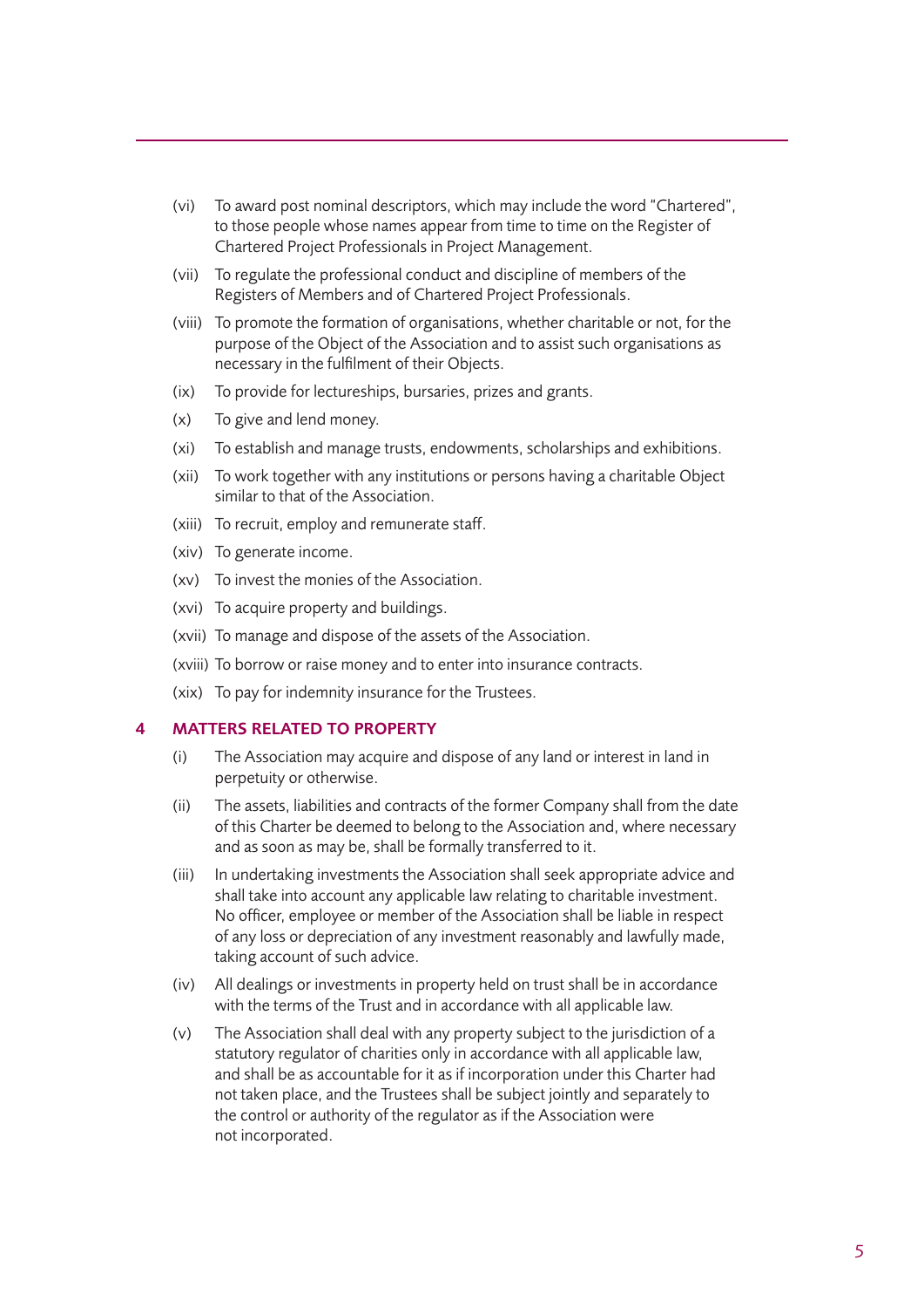- (vi) To award post nominal descriptors, which may include the word "Chartered", to those people whose names appear from time to time on the Register of Chartered Project Professionals in Project Management.
- (vii) To regulate the professional conduct and discipline of members of the Registers of Members and of Chartered Project Professionals.
- (viii) To promote the formation of organisations, whether charitable or not, for the purpose of the Object of the Association and to assist such organisations as necessary in the fulfilment of their Objects.
- (ix) To provide for lectureships, bursaries, prizes and grants.
- (x) To give and lend money.
- (xi) To establish and manage trusts, endowments, scholarships and exhibitions.
- (xii) To work together with any institutions or persons having a charitable Object similar to that of the Association.
- (xiii) To recruit, employ and remunerate staff.
- (xiv) To generate income.
- (xv) To invest the monies of the Association.
- (xvi) To acquire property and buildings.
- (xvii) To manage and dispose of the assets of the Association.
- (xviii) To borrow or raise money and to enter into insurance contracts.
- (xix) To pay for indemnity insurance for the Trustees.

## 4 MATTERS RELATED TO PROPERTY

- (i) The Association may acquire and dispose of any land or interest in land in perpetuity or otherwise.
- (ii) The assets, liabilities and contracts of the former Company shall from the date of this Charter be deemed to belong to the Association and, where necessary and as soon as may be, shall be formally transferred to it.
- (iii) In undertaking investments the Association shall seek appropriate advice and shall take into account any applicable law relating to charitable investment. No officer, employee or member of the Association shall be liable in respect of any loss or depreciation of any investment reasonably and lawfully made, taking account of such advice.
- (iv) All dealings or investments in property held on trust shall be in accordance with the terms of the Trust and in accordance with all applicable law.
- (v) The Association shall deal with any property subject to the jurisdiction of a statutory regulator of charities only in accordance with all applicable law, and shall be as accountable for it as if incorporation under this Charter had not taken place, and the Trustees shall be subject jointly and separately to the control or authority of the regulator as if the Association were not incorporated.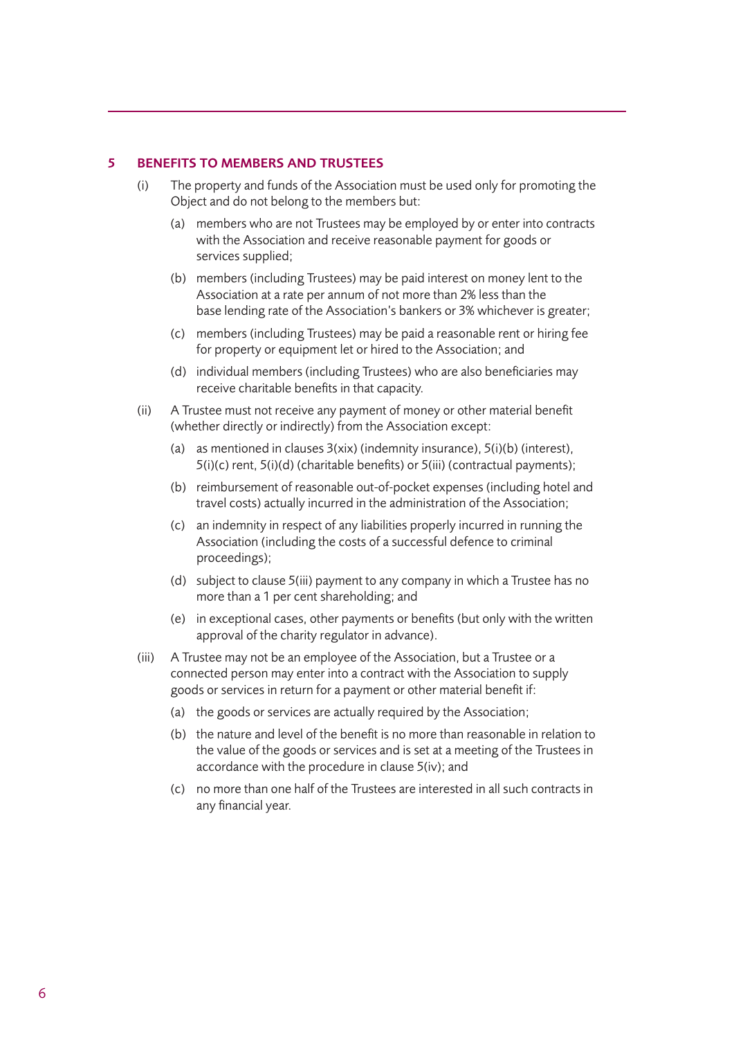## 5 BENEFITS TO MEMBERS AND TRUSTEES

(i) The property and funds of the Association must be used only for promoting the Object and do not belong to the members but:

- (a) members who are not Trustees may be employed by or enter into contracts with the Association and receive reasonable payment for goods or services supplied;
- (b) members (including Trustees) may be paid interest on money lent to the Association at a rate per annum of not more than 2% less than the base lending rate of the Association's bankers or 3% whichever is greater;
- (c) members (including Trustees) may be paid a reasonable rent or hiring fee for property or equipment let or hired to the Association; and
- (d) individual members (including Trustees) who are also beneficiaries may receive charitable benefits in that capacity.

(ii) A Trustee must not receive any payment of money or other material benefit (whether directly or indirectly) from the Association except:

- (a) as mentioned in clauses 3(xix) (indemnity insurance), 5(i)(b) (interest), 5(i)(c) rent, 5(i)(d) (charitable benefits) or 5(iii) (contractual payments);
- (b) reimbursement of reasonable out-of-pocket expenses (including hotel and travel costs) actually incurred in the administration of the Association;
- (c) an indemnity in respect of any liabilities properly incurred in running the Association (including the costs of a successful defence to criminal proceedings);
- (d) subject to clause 5(iii) payment to any company in which a Trustee has no more than a 1 per cent shareholding; and
- (e) in exceptional cases, other payments or benefits (but only with the written approval of the charity regulator in advance).

(iii) A Trustee may not be an employee of the Association, but a Trustee or a connected person may enter into a contract with the Association to supply goods or services in return for a payment or other material benefit if:

- (a) the goods or services are actually required by the Association;
- (b) the nature and level of the benefit is no more than reasonable in relation to the value of the goods or services and is set at a meeting of the Trustees in accordance with the procedure in clause 5(iv); and
- (c) no more than one half of the Trustees are interested in all such contracts in any financial year.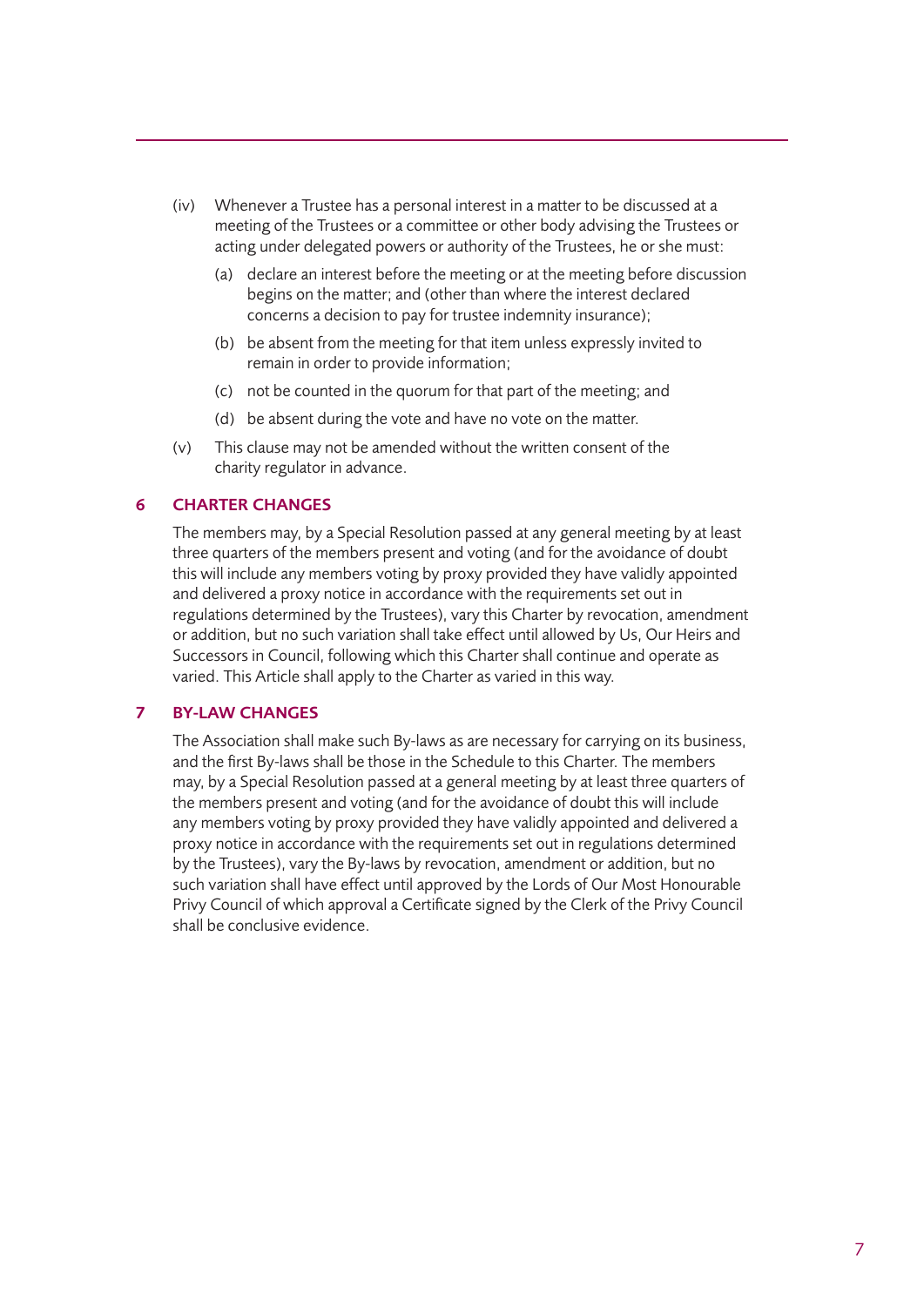(iv) Whenever a Trustee has a personal interest in a matter to be discussed at a meeting of the Trustees or a committee or other body advising the Trustees or acting under delegated powers or authority of the Trustees, he or she must:

   (a) declare an interest before the meeting or at the meeting before discussion begins on the matter; and (other than where the interest declared concerns a decision to pay for trustee indemnity insurance);

   (b) be absent from the meeting for that item unless expressly invited to remain in order to provide information;

   (c) not be counted in the quorum for that part of the meeting; and

   (d) be absent during the vote and have no vote on the matter.

(v) This clause may not be amended without the written consent of the charity regulator in advance.

## 6 CHARTER CHANGES

The members may, by a Special Resolution passed at any general meeting by at least three quarters of the members present and voting (and for the avoidance of doubt this will include any members voting by proxy provided they have validly appointed and delivered a proxy notice in accordance with the requirements set out in regulations determined by the Trustees), vary this Charter by revocation, amendment or addition, but no such variation shall take effect until allowed by Us, Our Heirs and Successors in Council, following which this Charter shall continue and operate as varied. This Article shall apply to the Charter as varied in this way.

## 7 BY-LAW CHANGES

The Association shall make such By-laws as are necessary for carrying on its business, and the first By-laws shall be those in the Schedule to this Charter. The members may, by a Special Resolution passed at a general meeting by at least three quarters of the members present and voting (and for the avoidance of doubt this will include any members voting by proxy provided they have validly appointed and delivered a proxy notice in accordance with the requirements set out in regulations determined by the Trustees), vary the By-laws by revocation, amendment or addition, but no such variation shall have effect until approved by the Lords of Our Most Honourable Privy Council of which approval a Certificate signed by the Clerk of the Privy Council shall be conclusive evidence.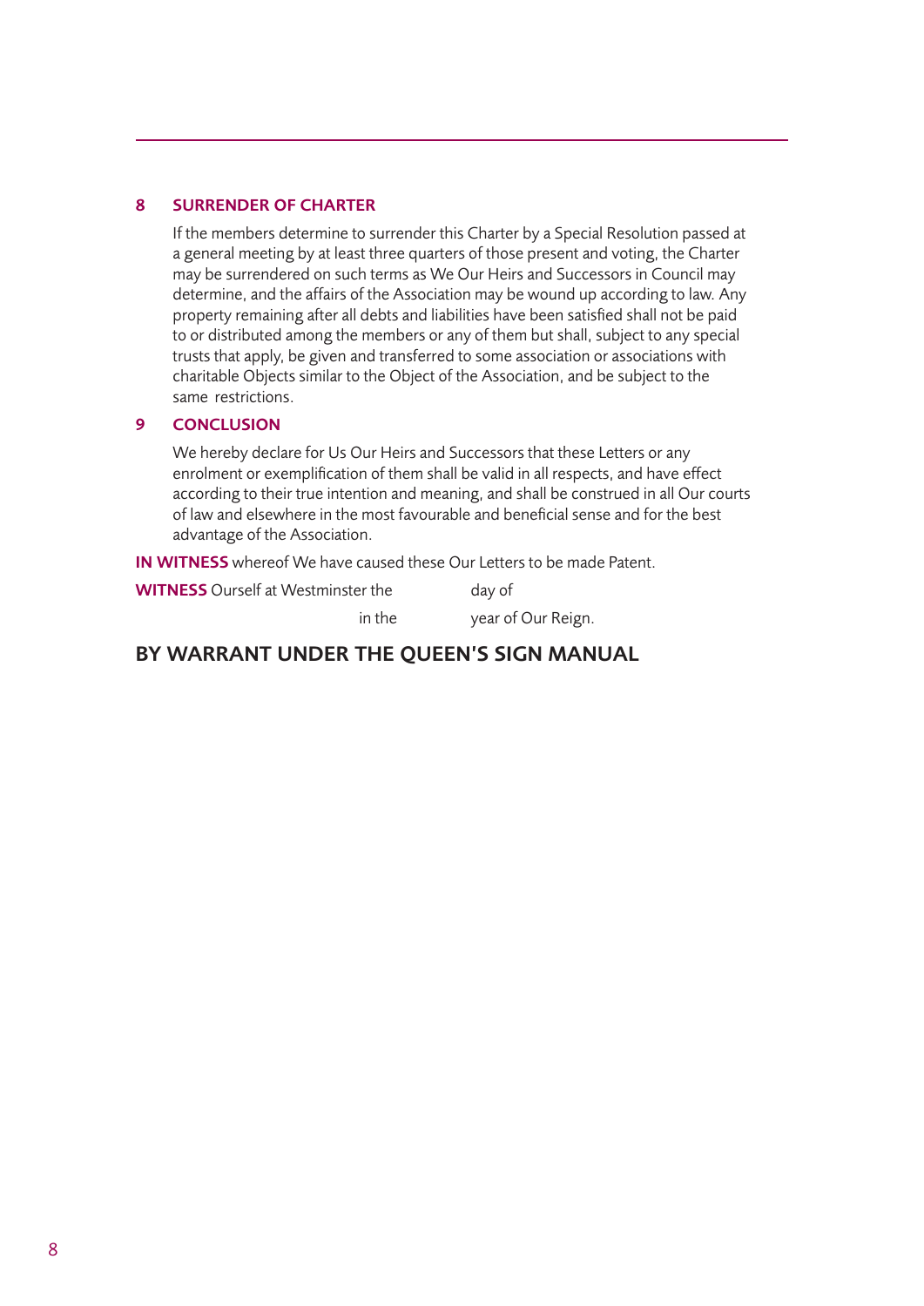## 8 SURRENDER OF CHARTER

If the members determine to surrender this Charter by a Special Resolution passed at a general meeting by at least three quarters of those present and voting, the Charter may be surrendered on such terms as We Our Heirs and Successors in Council may determine, and the affairs of the Association may be wound up according to law. Any property remaining after all debts and liabilities have been satisfied shall not be paid to or distributed among the members or any of them but shall, subject to any special trusts that apply, be given and transferred to some association or associations with charitable Objects similar to the Object of the Association, and be subject to the same restrictions.

## 9 CONCLUSION

We hereby declare for Us Our Heirs and Successors that these Letters or any enrolment or exemplification of them shall be valid in all respects, and have effect according to their true intention and meaning, and shall be construed in all Our courts of law and elsewhere in the most favourable and beneficial sense and for the best advantage of the Association.

**IN WITNESS** whereof We have caused these Our Letters to be made Patent.

**WITNESS** Ourself at Westminster the day of

in the year of Our Reign.

## BY WARRANT UNDER THE QUEEN'S SIGN MANUAL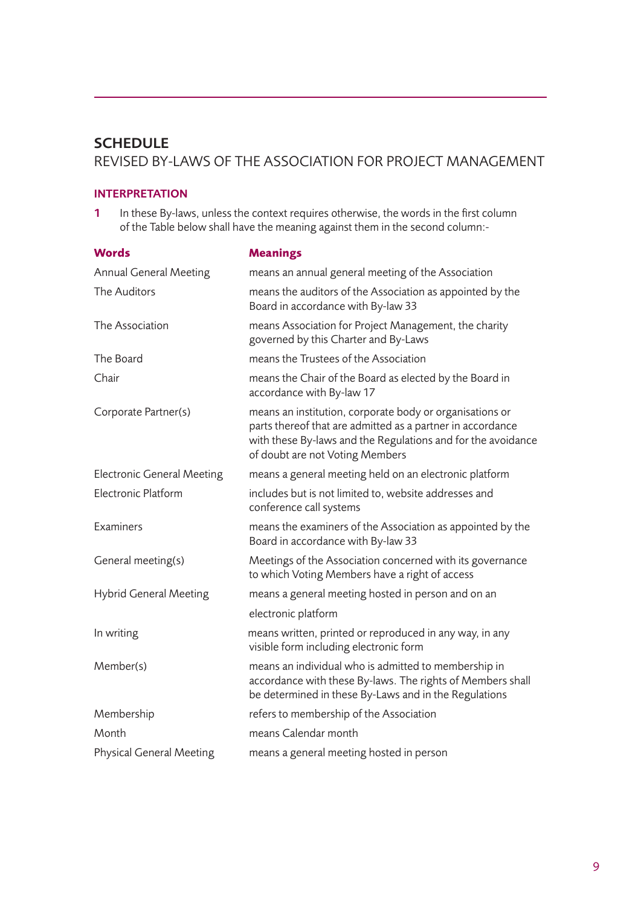## SCHEDULE

REVISED BY-LAWS OF THE ASSOCIATION FOR PROJECT MANAGEMENT

### INTERPRETATION

**1** In these By-laws, unless the context requires otherwise, the words in the first column of the Table below shall have the meaning against them in the second column:-

| **Words** | **Meanings** |
|---|---|
| Annual General Meeting | means an annual general meeting of the Association |
| The Auditors | means the auditors of the Association as appointed by the Board in accordance with By-law 33 |
| The Association | means Association for Project Management, the charity governed by this Charter and By-Laws |
| The Board | means the Trustees of the Association |
| Chair | means the Chair of the Board as elected by the Board in accordance with By-law 17 |
| Corporate Partner(s) | means an institution, corporate body or organisations or parts thereof that are admitted as a partner in accordance with these By-laws and the Regulations and for the avoidance of doubt are not Voting Members |
| Electronic General Meeting | means a general meeting held on an electronic platform |
| Electronic Platform | includes but is not limited to, website addresses and conference call systems |
| Examiners | means the examiners of the Association as appointed by the Board in accordance with By-law 33 |
| General meeting(s) | Meetings of the Association concerned with its governance to which Voting Members have a right of access |
| Hybrid General Meeting | means a general meeting hosted in person and on an electronic platform |
| In writing | means written, printed or reproduced in any way, in any visible form including electronic form |
| Member(s) | means an individual who is admitted to membership in accordance with these By-laws. The rights of Members shall be determined in these By-Laws and in the Regulations |
| Membership | refers to membership of the Association |
| Month | means Calendar month |
| Physical General Meeting | means a general meeting hosted in person |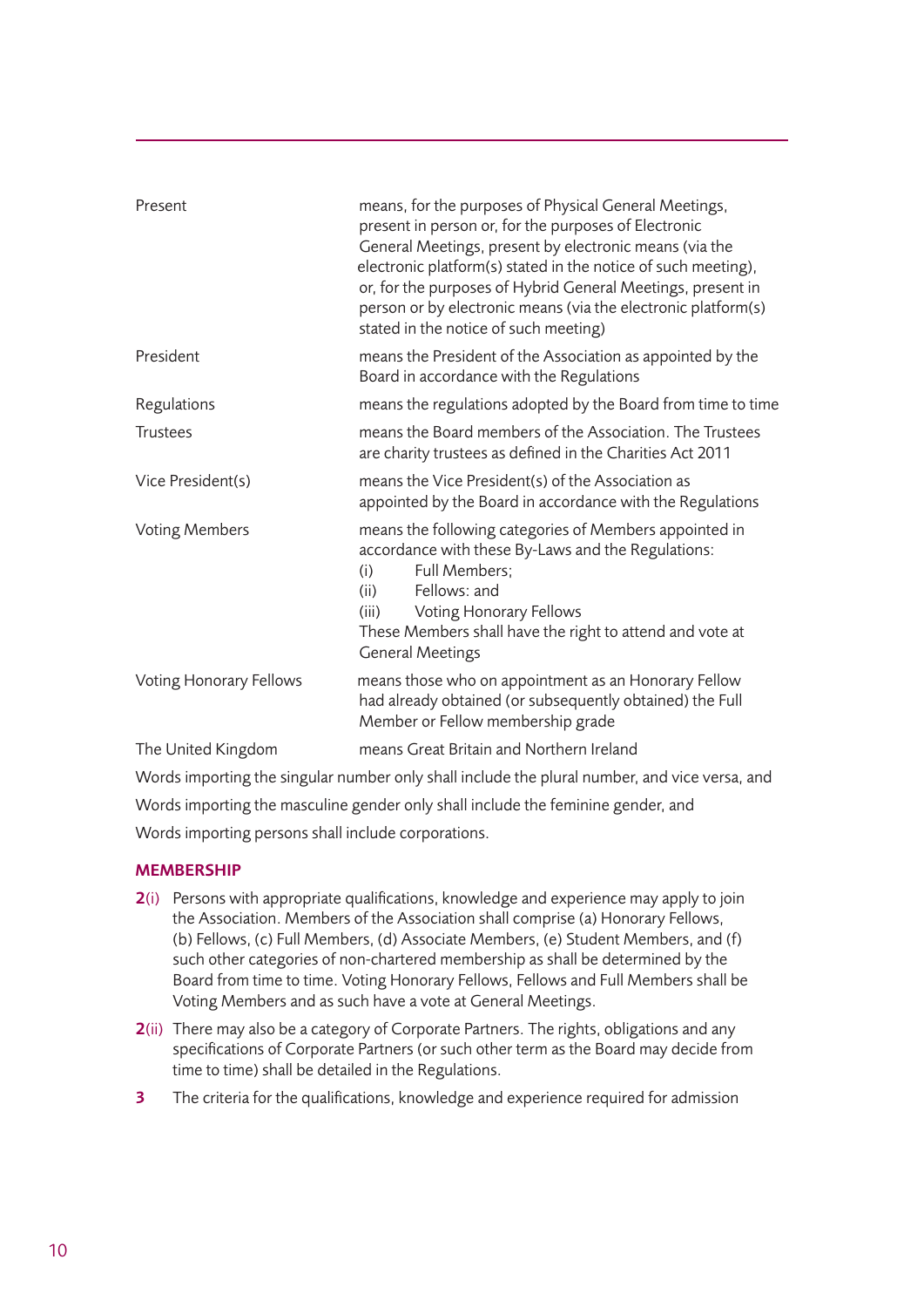| | |
|---|---|
| Present | means, for the purposes of Physical General Meetings, present in person or, for the purposes of Electronic General Meetings, present by electronic means (via the electronic platform(s) stated in the notice of such meeting), or, for the purposes of Hybrid General Meetings, present in person or by electronic means (via the electronic platform(s) stated in the notice of such meeting) |
| President | means the President of the Association as appointed by the Board in accordance with the Regulations |
| Regulations | means the regulations adopted by the Board from time to time |
| Trustees | means the Board members of the Association. The Trustees are charity trustees as defined in the Charities Act 2011 |
| Vice President(s) | means the Vice President(s) of the Association as appointed by the Board in accordance with the Regulations |
| Voting Members | means the following categories of Members appointed in accordance with these By-Laws and the Regulations: (i) Full Members; (ii) Fellows: and (iii) Voting Honorary Fellows These Members shall have the right to attend and vote at General Meetings |
| Voting Honorary Fellows | means those who on appointment as an Honorary Fellow had already obtained (or subsequently obtained) the Full Member or Fellow membership grade |
| The United Kingdom | means Great Britain and Northern Ireland |

Words importing the singular number only shall include the plural number, and vice versa, and

Words importing the masculine gender only shall include the feminine gender, and

Words importing persons shall include corporations.

## MEMBERSHIP

**2**(i) Persons with appropriate qualifications, knowledge and experience may apply to join the Association. Members of the Association shall comprise (a) Honorary Fellows, (b) Fellows, (c) Full Members, (d) Associate Members, (e) Student Members, and (f) such other categories of non-chartered membership as shall be determined by the Board from time to time. Voting Honorary Fellows, Fellows and Full Members shall be Voting Members and as such have a vote at General Meetings.

**2**(ii) There may also be a category of Corporate Partners. The rights, obligations and any specifications of Corporate Partners (or such other term as the Board may decide from time to time) shall be detailed in the Regulations.

**3** The criteria for the qualifications, knowledge and experience required for admission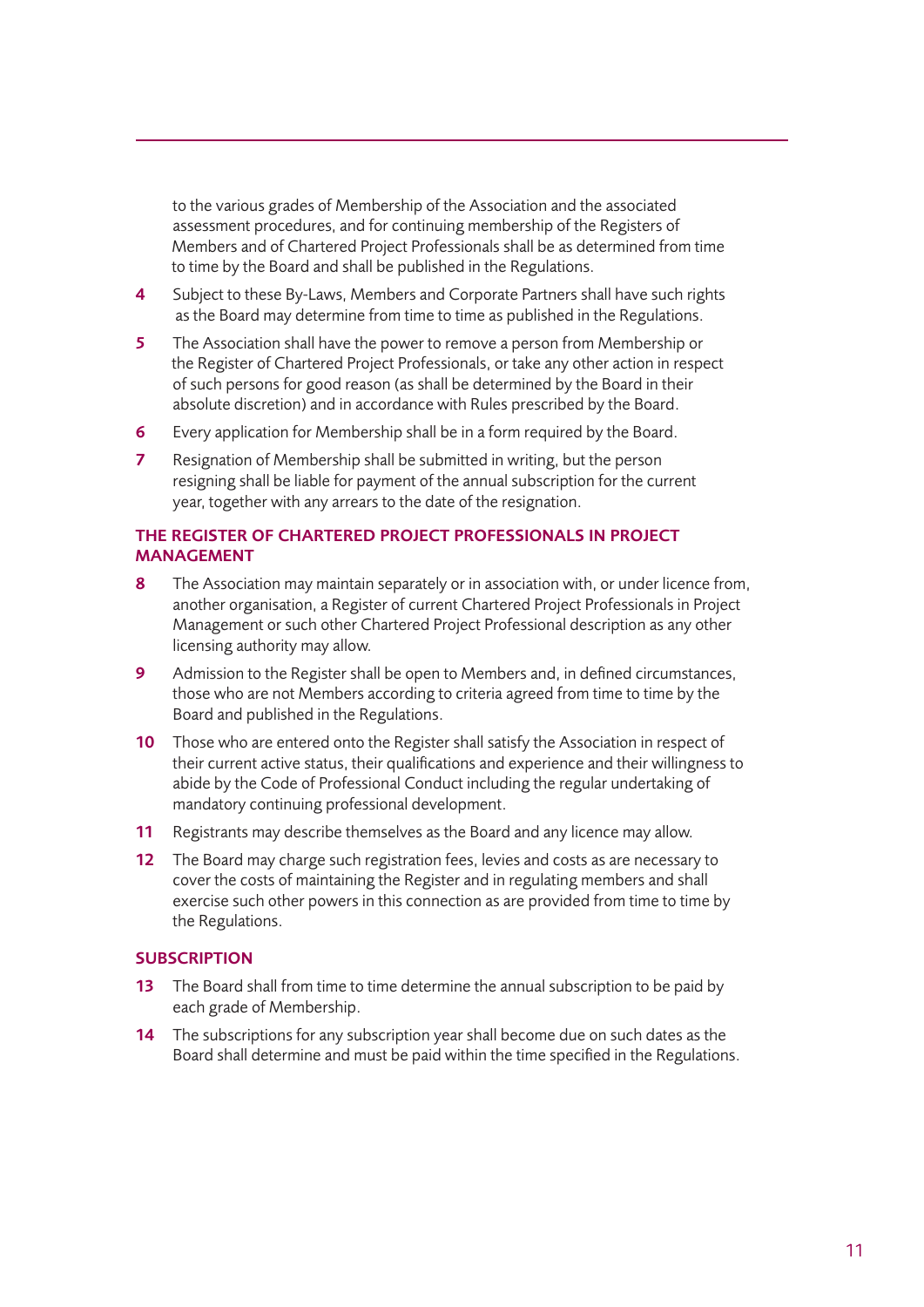to the various grades of Membership of the Association and the associated assessment procedures, and for continuing membership of the Registers of Members and of Chartered Project Professionals shall be as determined from time to time by the Board and shall be published in the Regulations.

**4** Subject to these By-Laws, Members and Corporate Partners shall have such rights as the Board may determine from time to time as published in the Regulations.

**5** The Association shall have the power to remove a person from Membership or the Register of Chartered Project Professionals, or take any other action in respect of such persons for good reason (as shall be determined by the Board in their absolute discretion) and in accordance with Rules prescribed by the Board.

**6** Every application for Membership shall be in a form required by the Board.

**7** Resignation of Membership shall be submitted in writing, but the person resigning shall be liable for payment of the annual subscription for the current year, together with any arrears to the date of the resignation.

## THE REGISTER OF CHARTERED PROJECT PROFESSIONALS IN PROJECT MANAGEMENT

**8** The Association may maintain separately or in association with, or under licence from, another organisation, a Register of current Chartered Project Professionals in Project Management or such other Chartered Project Professional description as any other licensing authority may allow.

**9** Admission to the Register shall be open to Members and, in defined circumstances, those who are not Members according to criteria agreed from time to time by the Board and published in the Regulations.

**10** Those who are entered onto the Register shall satisfy the Association in respect of their current active status, their qualifications and experience and their willingness to abide by the Code of Professional Conduct including the regular undertaking of mandatory continuing professional development.

**11** Registrants may describe themselves as the Board and any licence may allow.

**12** The Board may charge such registration fees, levies and costs as are necessary to cover the costs of maintaining the Register and in regulating members and shall exercise such other powers in this connection as are provided from time to time by the Regulations.

## SUBSCRIPTION

**13** The Board shall from time to time determine the annual subscription to be paid by each grade of Membership.

**14** The subscriptions for any subscription year shall become due on such dates as the Board shall determine and must be paid within the time specified in the Regulations.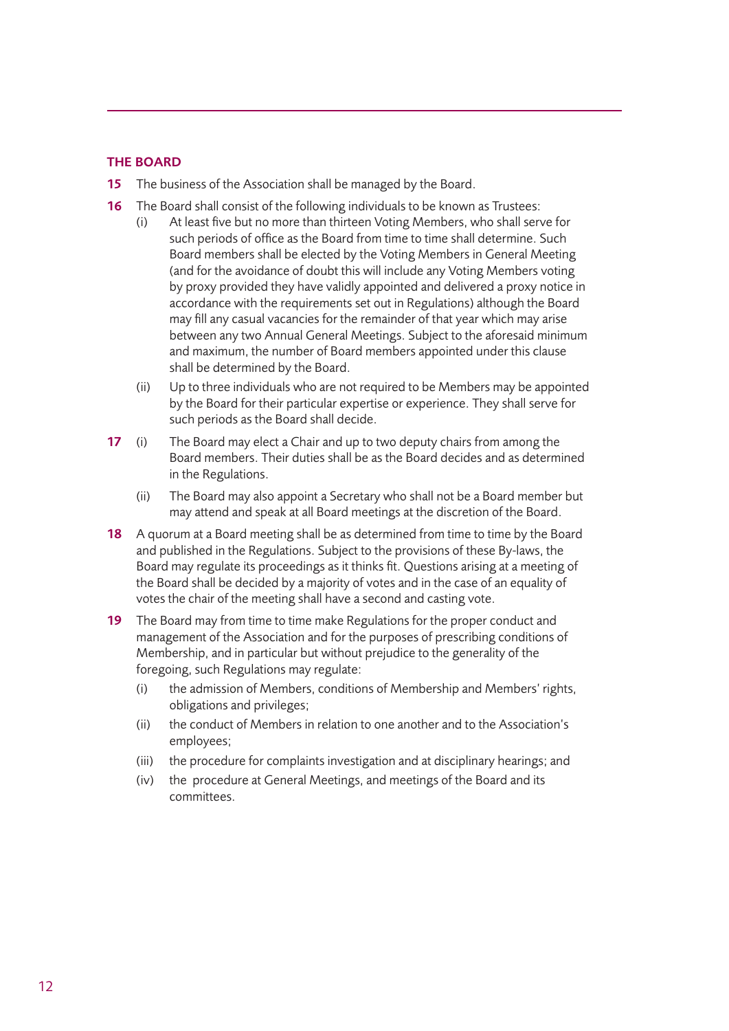## THE BOARD

**15** The business of the Association shall be managed by the Board.

**16** The Board shall consist of the following individuals to be known as Trustees:

(i) At least five but no more than thirteen Voting Members, who shall serve for such periods of office as the Board from time to time shall determine. Such Board members shall be elected by the Voting Members in General Meeting (and for the avoidance of doubt this will include any Voting Members voting by proxy provided they have validly appointed and delivered a proxy notice in accordance with the requirements set out in Regulations) although the Board may fill any casual vacancies for the remainder of that year which may arise between any two Annual General Meetings. Subject to the aforesaid minimum and maximum, the number of Board members appointed under this clause shall be determined by the Board.

(ii) Up to three individuals who are not required to be Members may be appointed by the Board for their particular expertise or experience. They shall serve for such periods as the Board shall decide.

**17** (i) The Board may elect a Chair and up to two deputy chairs from among the Board members. Their duties shall be as the Board decides and as determined in the Regulations.

(ii) The Board may also appoint a Secretary who shall not be a Board member but may attend and speak at all Board meetings at the discretion of the Board.

**18** A quorum at a Board meeting shall be as determined from time to time by the Board and published in the Regulations. Subject to the provisions of these By-laws, the Board may regulate its proceedings as it thinks fit. Questions arising at a meeting of the Board shall be decided by a majority of votes and in the case of an equality of votes the chair of the meeting shall have a second and casting vote.

**19** The Board may from time to time make Regulations for the proper conduct and management of the Association and for the purposes of prescribing conditions of Membership, and in particular but without prejudice to the generality of the foregoing, such Regulations may regulate:

(i) the admission of Members, conditions of Membership and Members' rights, obligations and privileges;

(ii) the conduct of Members in relation to one another and to the Association's employees;

(iii) the procedure for complaints investigation and at disciplinary hearings; and

(iv) the procedure at General Meetings, and meetings of the Board and its committees.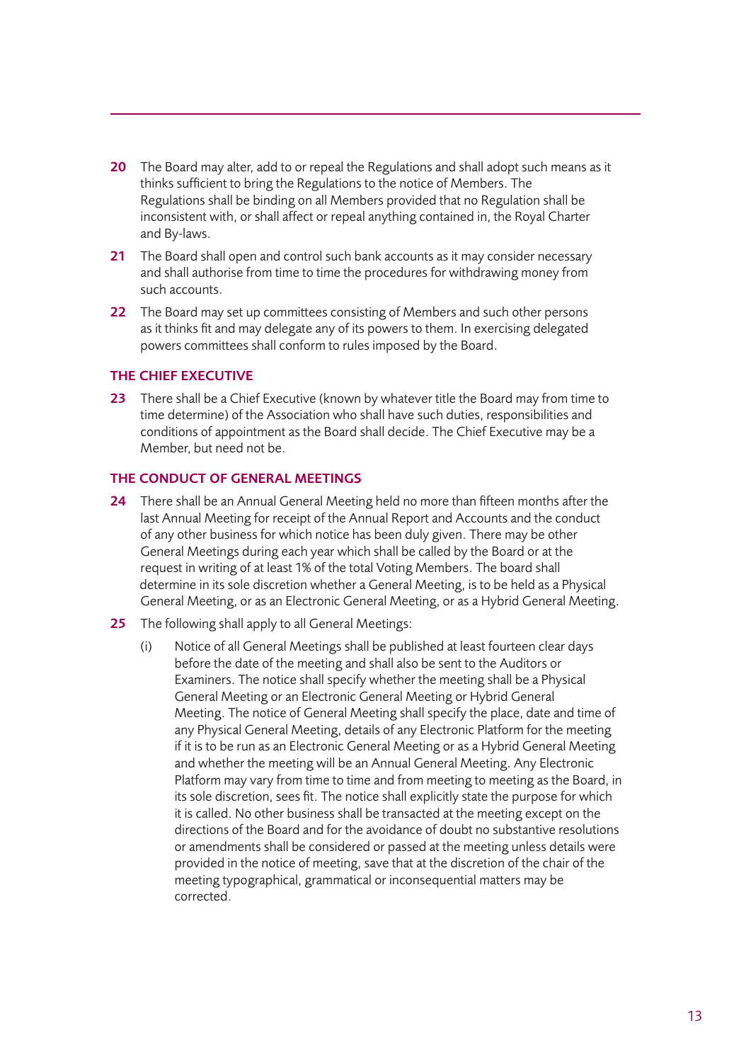**20** The Board may alter, add to or repeal the Regulations and shall adopt such means as it thinks sufficient to bring the Regulations to the notice of Members. The Regulations shall be binding on all Members provided that no Regulation shall be inconsistent with, or shall affect or repeal anything contained in, the Royal Charter and By-laws.

**21** The Board shall open and control such bank accounts as it may consider necessary and shall authorise from time to time the procedures for withdrawing money from such accounts.

**22** The Board may set up committees consisting of Members and such other persons as it thinks fit and may delegate any of its powers to them. In exercising delegated powers committees shall conform to rules imposed by the Board.

## THE CHIEF EXECUTIVE

**23** There shall be a Chief Executive (known by whatever title the Board may from time to time determine) of the Association who shall have such duties, responsibilities and conditions of appointment as the Board shall decide. The Chief Executive may be a Member, but need not be.

## THE CONDUCT OF GENERAL MEETINGS

**24** There shall be an Annual General Meeting held no more than fifteen months after the last Annual Meeting for receipt of the Annual Report and Accounts and the conduct of any other business for which notice has been duly given. There may be other General Meetings during each year which shall be called by the Board or at the request in writing of at least 1% of the total Voting Members. The board shall determine in its sole discretion whether a General Meeting, is to be held as a Physical General Meeting, or as an Electronic General Meeting, or as a Hybrid General Meeting.

**25** The following shall apply to all General Meetings:

(i) Notice of all General Meetings shall be published at least fourteen clear days before the date of the meeting and shall also be sent to the Auditors or Examiners. The notice shall specify whether the meeting shall be a Physical General Meeting or an Electronic General Meeting or Hybrid General Meeting. The notice of General Meeting shall specify the place, date and time of any Physical General Meeting, details of any Electronic Platform for the meeting if it is to be run as an Electronic General Meeting or as a Hybrid General Meeting and whether the meeting will be an Annual General Meeting. Any Electronic Platform may vary from time to time and from meeting to meeting as the Board, in its sole discretion, sees fit. The notice shall explicitly state the purpose for which it is called. No other business shall be transacted at the meeting except on the directions of the Board and for the avoidance of doubt no substantive resolutions or amendments shall be considered or passed at the meeting unless details were provided in the notice of meeting, save that at the discretion of the chair of the meeting typographical, grammatical or inconsequential matters may be corrected.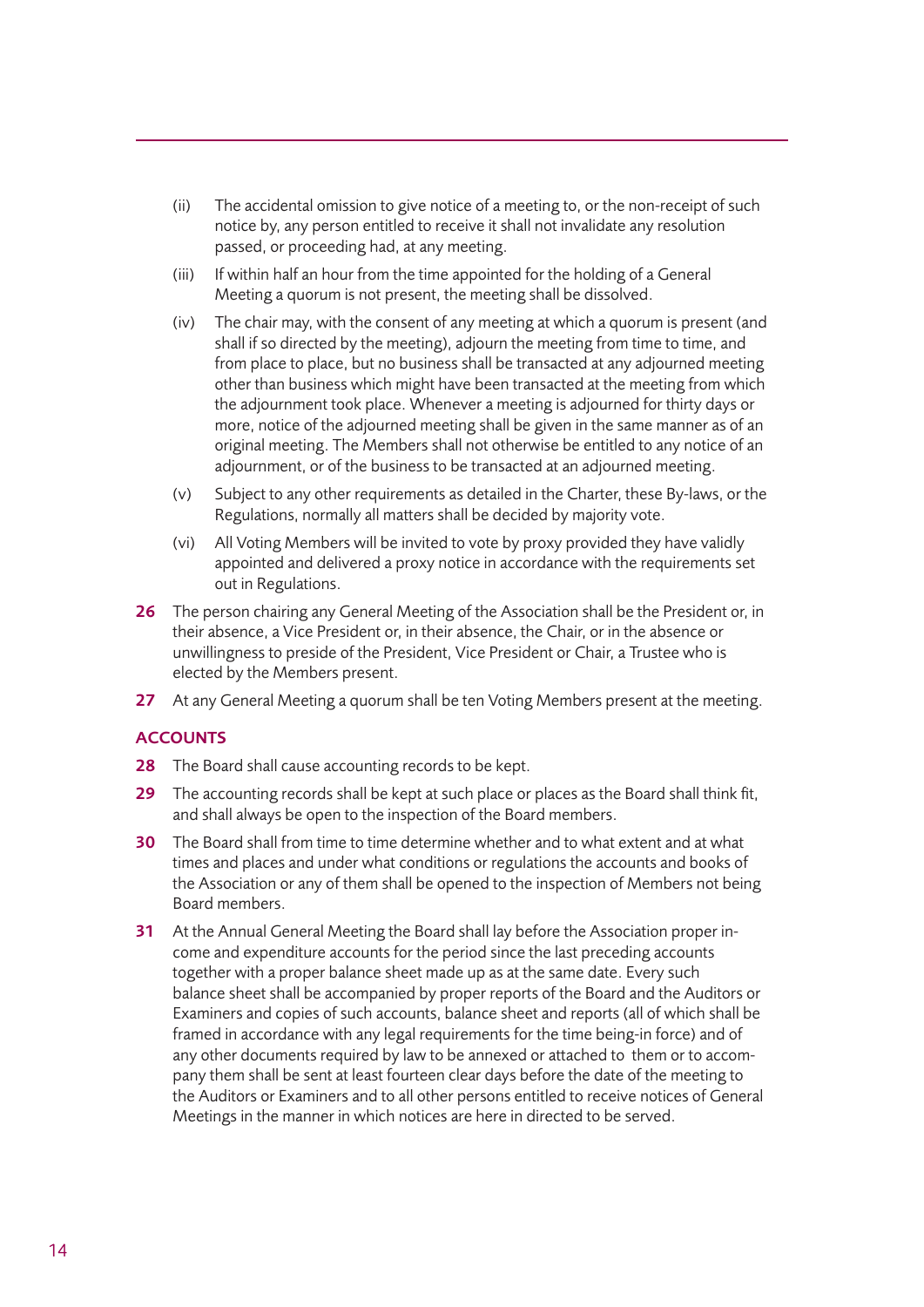(ii) The accidental omission to give notice of a meeting to, or the non-receipt of such notice by, any person entitled to receive it shall not invalidate any resolution passed, or proceeding had, at any meeting.

(iii) If within half an hour from the time appointed for the holding of a General Meeting a quorum is not present, the meeting shall be dissolved.

(iv) The chair may, with the consent of any meeting at which a quorum is present (and shall if so directed by the meeting), adjourn the meeting from time to time, and from place to place, but no business shall be transacted at any adjourned meeting other than business which might have been transacted at the meeting from which the adjournment took place. Whenever a meeting is adjourned for thirty days or more, notice of the adjourned meeting shall be given in the same manner as of an original meeting. The Members shall not otherwise be entitled to any notice of an adjournment, or of the business to be transacted at an adjourned meeting.

(v) Subject to any other requirements as detailed in the Charter, these By-laws, or the Regulations, normally all matters shall be decided by majority vote.

(vi) All Voting Members will be invited to vote by proxy provided they have validly appointed and delivered a proxy notice in accordance with the requirements set out in Regulations.

**26** The person chairing any General Meeting of the Association shall be the President or, in their absence, a Vice President or, in their absence, the Chair, or in the absence or unwillingness to preside of the President, Vice President or Chair, a Trustee who is elected by the Members present.

**27** At any General Meeting a quorum shall be ten Voting Members present at the meeting.

## ACCOUNTS

**28** The Board shall cause accounting records to be kept.

**29** The accounting records shall be kept at such place or places as the Board shall think fit, and shall always be open to the inspection of the Board members.

**30** The Board shall from time to time determine whether and to what extent and at what times and places and under what conditions or regulations the accounts and books of the Association or any of them shall be opened to the inspection of Members not being Board members.

**31** At the Annual General Meeting the Board shall lay before the Association proper income and expenditure accounts for the period since the last preceding accounts together with a proper balance sheet made up as at the same date. Every such balance sheet shall be accompanied by proper reports of the Board and the Auditors or Examiners and copies of such accounts, balance sheet and reports (all of which shall be framed in accordance with any legal requirements for the time being-in force) and of any other documents required by law to be annexed or attached to them or to accompany them shall be sent at least fourteen clear days before the date of the meeting to the Auditors or Examiners and to all other persons entitled to receive notices of General Meetings in the manner in which notices are here in directed to be served.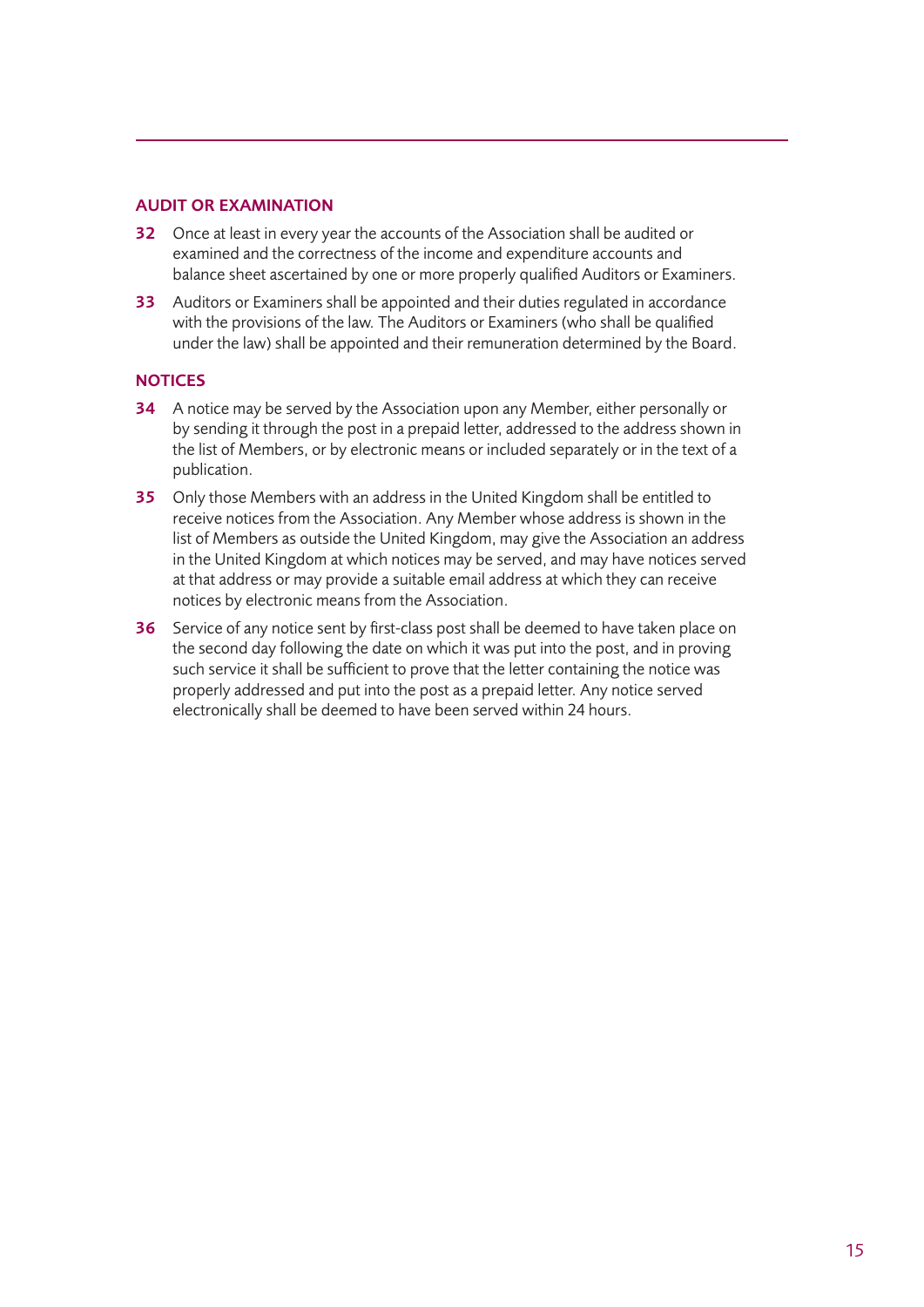## AUDIT OR EXAMINATION

**32** Once at least in every year the accounts of the Association shall be audited or examined and the correctness of the income and expenditure accounts and balance sheet ascertained by one or more properly qualified Auditors or Examiners.

**33** Auditors or Examiners shall be appointed and their duties regulated in accordance with the provisions of the law. The Auditors or Examiners (who shall be qualified under the law) shall be appointed and their remuneration determined by the Board.

## NOTICES

**34** A notice may be served by the Association upon any Member, either personally or by sending it through the post in a prepaid letter, addressed to the address shown in the list of Members, or by electronic means or included separately or in the text of a publication.

**35** Only those Members with an address in the United Kingdom shall be entitled to receive notices from the Association. Any Member whose address is shown in the list of Members as outside the United Kingdom, may give the Association an address in the United Kingdom at which notices may be served, and may have notices served at that address or may provide a suitable email address at which they can receive notices by electronic means from the Association.

**36** Service of any notice sent by first-class post shall be deemed to have taken place on the second day following the date on which it was put into the post, and in proving such service it shall be sufficient to prove that the letter containing the notice was properly addressed and put into the post as a prepaid letter. Any notice served electronically shall be deemed to have been served within 24 hours.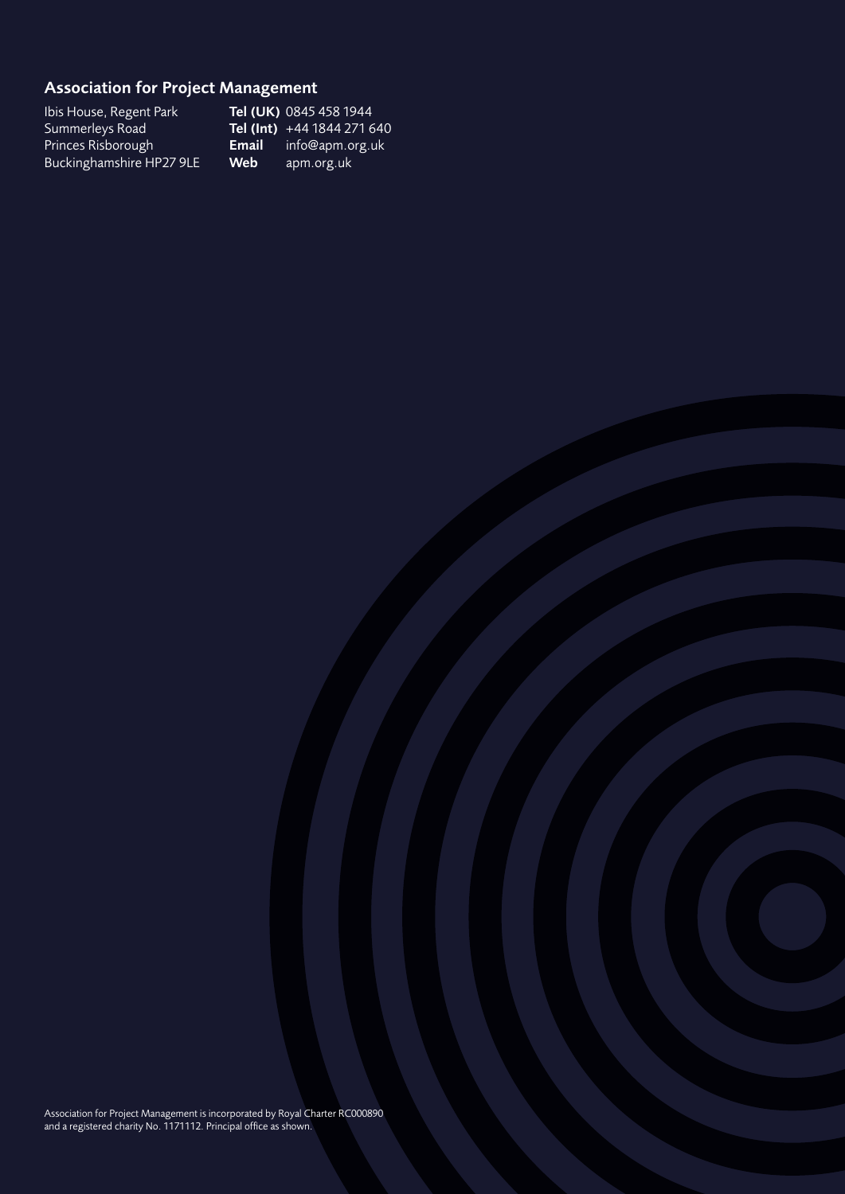## Association for Project Management

Ibis House, Regent Park
Summerleys Road
Princes Risborough
Buckinghamshire HP27 9LE

**Tel (UK)** 0845 458 1944
**Tel (Int)** +44 1844 271 640
**Email** info@apm.org.uk
**Web** apm.org.uk

Association for Project Management is incorporated by Royal Charter RC000890 and a registered charity No. 1171112. Principal office as shown.